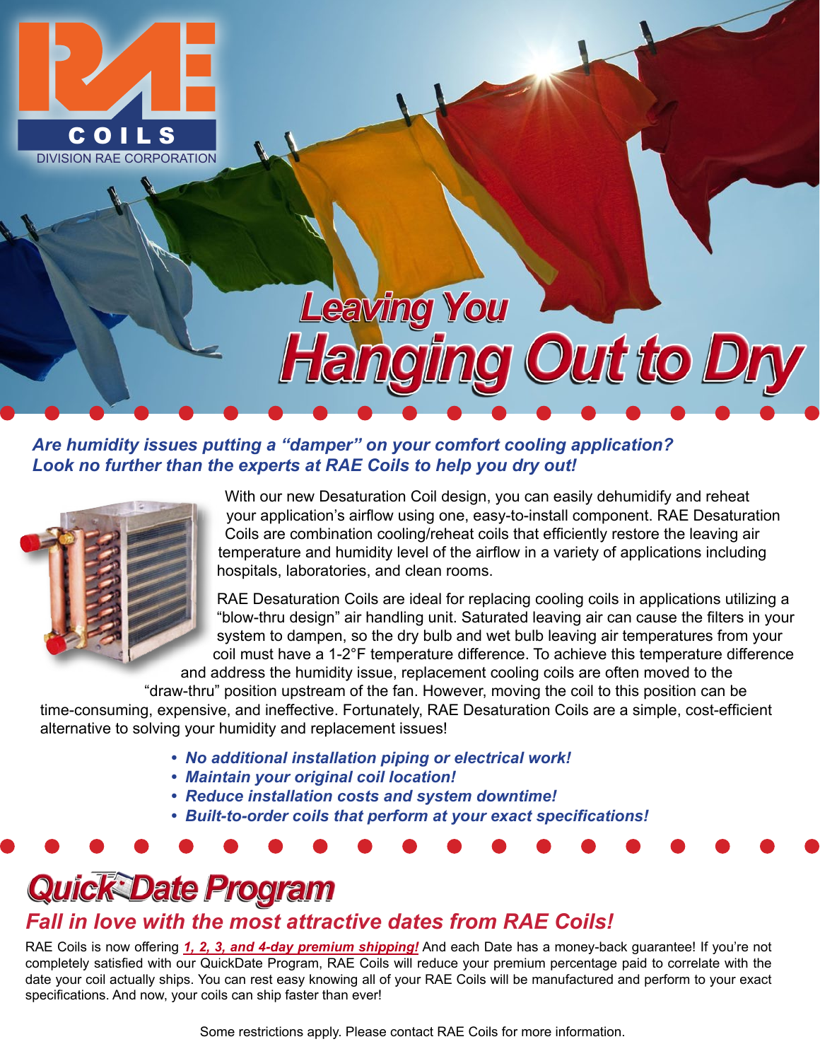RAE COILS
DIVISION RAE CORPORATION

# Leaving You Hanging Out to Dry

***Are humidity issues putting a "damper" on your comfort cooling application? Look no further than the experts at RAE Coils to help you dry out!***

With our new Desaturation Coil design, you can easily dehumidify and reheat your application's airflow using one, easy-to-install component. RAE Desaturation Coils are combination cooling/reheat coils that efficiently restore the leaving air temperature and humidity level of the airflow in a variety of applications including hospitals, laboratories, and clean rooms.

RAE Desaturation Coils are ideal for replacing cooling coils in applications utilizing a "blow-thru design" air handling unit. Saturated leaving air can cause the filters in your system to dampen, so the dry bulb and wet bulb leaving air temperatures from your coil must have a 1-2°F temperature difference. To achieve this temperature difference and address the humidity issue, replacement cooling coils are often moved to the "draw-thru" position upstream of the fan. However, moving the coil to this position can be time-consuming, expensive, and ineffective. Fortunately, RAE Desaturation Coils are a simple, cost-efficient alternative to solving your humidity and replacement issues!

- ***No additional installation piping or electrical work!***
- ***Maintain your original coil location!***
- ***Reduce installation costs and system downtime!***
- ***Built-to-order coils that perform at your exact specifications!***

# Quick Date Program

## *Fall in love with the most attractive dates from RAE Coils!*

RAE Coils is now offering ***1, 2, 3, and 4-day premium shipping!*** And each Date has a money-back guarantee! If you're not completely satisfied with our QuickDate Program, RAE Coils will reduce your premium percentage paid to correlate with the date your coil actually ships. You can rest easy knowing all of your RAE Coils will be manufactured and perform to your exact specifications. And now, your coils can ship faster than ever!

Some restrictions apply. Please contact RAE Coils for more information.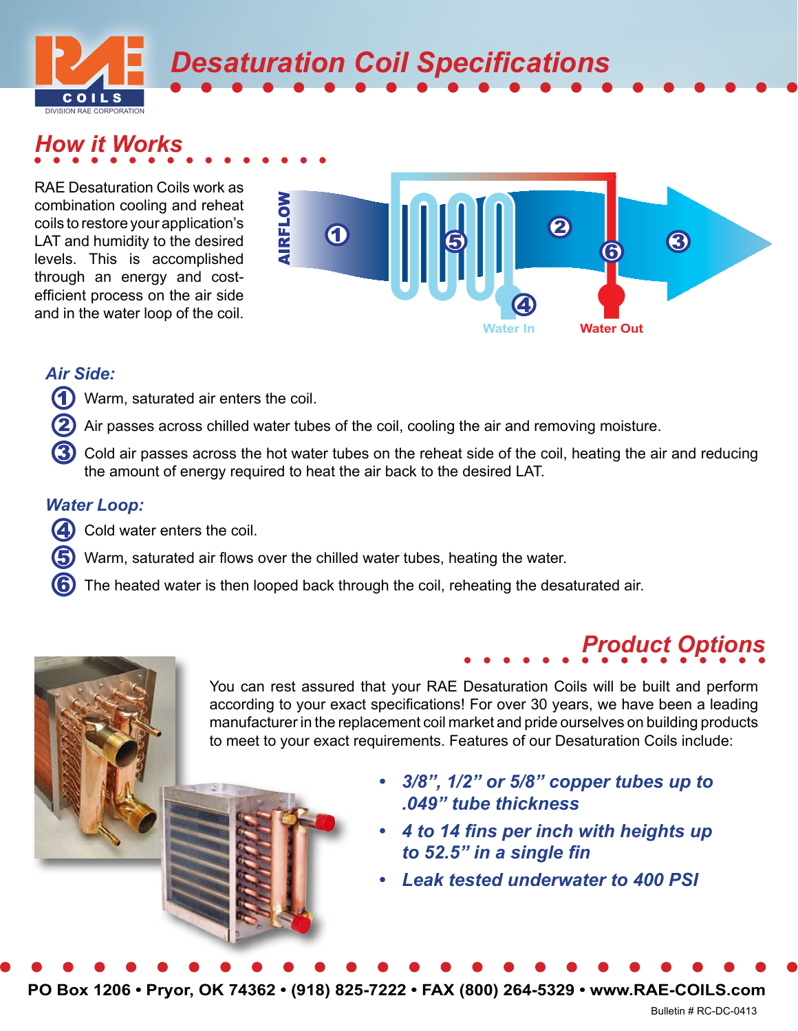# Desaturation Coil Specifications

## How it Works

RAE Desaturation Coils work as combination cooling and reheat coils to restore your application's LAT and humidity to the desired levels. This is accomplished through an energy and cost-efficient process on the air side and in the water loop of the coil.

AIRFLOW

1

5

2

6

3

4

Water In

Water Out

### Air Side:

1. Warm, saturated air enters the coil.
2. Air passes across chilled water tubes of the coil, cooling the air and removing moisture.
3. Cold air passes across the hot water tubes on the reheat side of the coil, heating the air and reducing the amount of energy required to heat the air back to the desired LAT.

### Water Loop:

4. Cold water enters the coil.
5. Warm, saturated air flows over the chilled water tubes, heating the water.
6. The heated water is then looped back through the coil, reheating the desaturated air.

## Product Options

You can rest assured that your RAE Desaturation Coils will be built and perform according to your exact specifications! For over 30 years, we have been a leading manufacturer in the replacement coil market and pride ourselves on building products to meet to your exact requirements. Features of our Desaturation Coils include:

- ***3/8", 1/2" or 5/8" copper tubes up to .049" tube thickness***
- ***4 to 14 fins per inch with heights up to 52.5" in a single fin***
- ***Leak tested underwater to 400 PSI***

**PO Box 1206 • Pryor, OK 74362 • (918) 825-7222 • FAX (800) 264-5329 • www.RAE-COILS.com**

Bulletin # RC-DC-0413